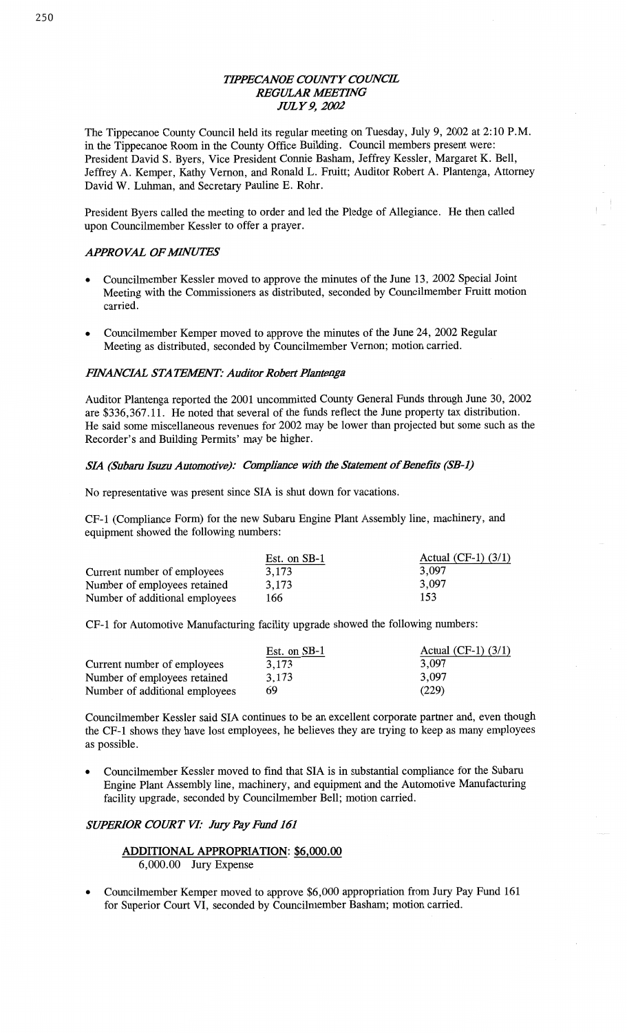# *TIPPECANOE COUNTY COUNCIL*
## *REGULAR MEETING*
## *JULY 9, 2002*

The Tippecanoe County Council held its regular meeting on Tuesday, July 9, 2002 at 2:10 P.M. in the Tippecanoe Room in the County Office Building. Council members present were: President David S. Byers, Vice President Connie Basham, Jeffrey Kessler, Margaret K. Bell, Jeffrey A. Kemper, Kathy Vernon, and Ronald L. Fruitt; Auditor Robert A. Plantenga, Attorney David W. Luhman, and Secretary Pauline E. Rohr.

President Byers called the meeting to order and led the Pledge of Allegiance. He then called upon Councilmember Kessler to offer a prayer.

### *APPROVAL OF MINUTES*

- Councilmember Kessler moved to approve the minutes of the June 13, 2002 Special Joint Meeting with the Commissioners as distributed, seconded by Councilmember Fruitt motion carried.

- Councilmember Kemper moved to approve the minutes of the June 24, 2002 Regular Meeting as distributed, seconded by Councilmember Vernon; motion carried.

### *FINANCIAL STATEMENT: Auditor Robert Plantenga*

Auditor Plantenga reported the 2001 uncommitted County General Funds through June 30, 2002 are $336,367.11. He noted that several of the funds reflect the June property tax distribution. He said some miscellaneous revenues for 2002 may be lower than projected but some such as the Recorder's and Building Permits' may be higher.

### *SIA (Subaru Isuzu Automotive): Compliance with the Statement of Benefits (SB-1)*

No representative was present since SIA is shut down for vacations.

CF-1 (Compliance Form) for the new Subaru Engine Plant Assembly line, machinery, and equipment showed the following numbers:

| | Est. on SB-1 | Actual (CF-1) (3/1) |
|---|---|---|
| Current number of employees | 3,173 | 3,097 |
| Number of employees retained | 3,173 | 3,097 |
| Number of additional employees | 166 | 153 |

CF-1 for Automotive Manufacturing facility upgrade showed the following numbers:

| | Est. on SB-1 | Actual (CF-1) (3/1) |
|---|---|---|
| Current number of employees | 3,173 | 3,097 |
| Number of employees retained | 3,173 | 3,097 |
| Number of additional employees | 69 | (229) |

Councilmember Kessler said SIA continues to be an excellent corporate partner and, even though the CF-1 shows they have lost employees, he believes they are trying to keep as many employees as possible.

- Councilmember Kessler moved to find that SIA is in substantial compliance for the Subaru Engine Plant Assembly line, machinery, and equipment and the Automotive Manufacturing facility upgrade, seconded by Councilmember Bell; motion carried.

### *SUPERIOR COURT VI: Jury Pay Fund 161*

**ADDITIONAL APPROPRIATION: $6,000.00**
6,000.00 Jury Expense

- Councilmember Kemper moved to approve $6,000 appropriation from Jury Pay Fund 161 for Superior Court VI, seconded by Councilmember Basham; motion carried.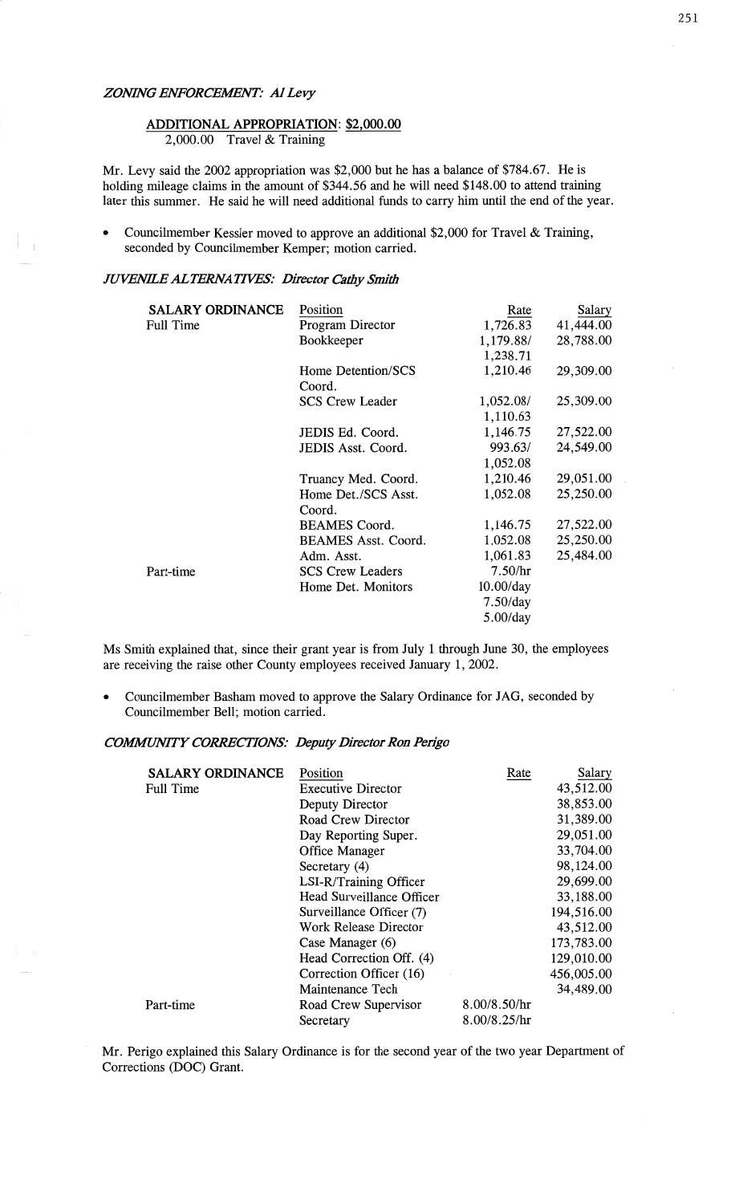*ZONING ENFORCEMENT: Al Levy*

ADDITIONAL APPROPRIATION: $2,000.00

2,000.00 Travel & Training

Mr. Levy said the 2002 appropriation was $2,000 but he has a balance of $784.67. He is holding mileage claims in the amount of $344.56 and he will need $148.00 to attend training later this summer. He said he will need additional funds to carry him until the end of the year.

- Councilmember Kessler moved to approve an additional $2,000 for Travel & Training, seconded by Councilmember Kemper; motion carried.

*JUVENILE ALTERNATIVES: Director Cathy Smith*

| SALARY ORDINANCE | Position | Rate | Salary |
|---|---|---|---|
| Full Time | Program Director | 1,726.83 | 41,444.00 |
| | Bookkeeper | 1,179.88/ 1,238.71 | 28,788.00 |
| | Home Detention/SCS Coord. | 1,210.46 | 29,309.00 |
| | SCS Crew Leader | 1,052.08/ 1,110.63 | 25,309.00 |
| | JEDIS Ed. Coord. | 1,146.75 | 27,522.00 |
| | JEDIS Asst. Coord. | 993.63/ 1,052.08 | 24,549.00 |
| | Truancy Med. Coord. | 1,210.46 | 29,051.00 |
| | Home Det./SCS Asst. Coord. | 1,052.08 | 25,250.00 |
| | BEAMES Coord. | 1,146.75 | 27,522.00 |
| | BEAMES Asst. Coord. | 1,052.08 | 25,250.00 |
| | Adm. Asst. | 1,061.83 | 25,484.00 |
| Part-time | SCS Crew Leaders | 7.50/hr | |
| | Home Det. Monitors | 10.00/day 7.50/day 5.00/day | |

Ms Smith explained that, since their grant year is from July 1 through June 30, the employees are receiving the raise other County employees received January 1, 2002.

- Councilmember Basham moved to approve the Salary Ordinance for JAG, seconded by Councilmember Bell; motion carried.

*COMMUNITY CORRECTIONS: Deputy Director Ron Perigo*

| SALARY ORDINANCE | Position | Rate | Salary |
|---|---|---|---|
| Full Time | Executive Director | | 43,512.00 |
| | Deputy Director | | 38,853.00 |
| | Road Crew Director | | 31,389.00 |
| | Day Reporting Super. | | 29,051.00 |
| | Office Manager | | 33,704.00 |
| | Secretary (4) | | 98,124.00 |
| | LSI-R/Training Officer | | 29,699.00 |
| | Head Surveillance Officer | | 33,188.00 |
| | Surveillance Officer (7) | | 194,516.00 |
| | Work Release Director | | 43,512.00 |
| | Case Manager (6) | | 173,783.00 |
| | Head Correction Off. (4) | | 129,010.00 |
| | Correction Officer (16) | | 456,005.00 |
| | Maintenance Tech | | 34,489.00 |
| Part-time | Road Crew Supervisor | 8.00/8.50/hr | |
| | Secretary | 8.00/8.25/hr | |

Mr. Perigo explained this Salary Ordinance is for the second year of the two year Department of Corrections (DOC) Grant.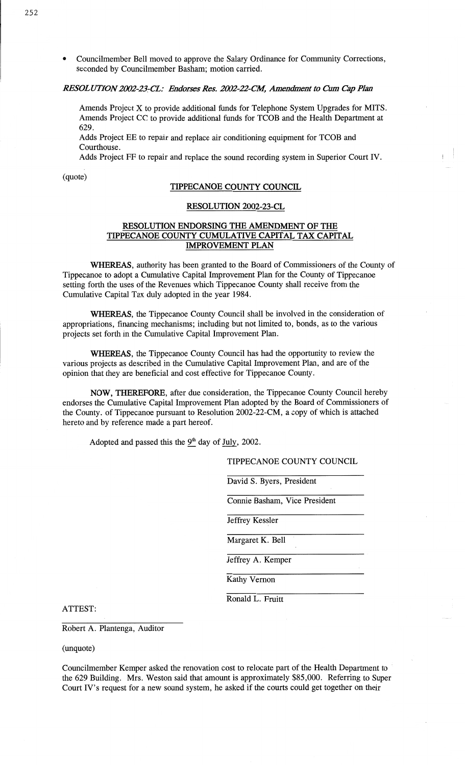- Councilmember Bell moved to approve the Salary Ordinance for Community Corrections, seconded by Councilmember Basham; motion carried.

***RESOLUTION 2002-23-CL: Endorses Res. 2002-22-CM, Amendment to Cum Cap Plan***

Amends Project X to provide additional funds for Telephone System Upgrades for MITS.
Amends Project CC to provide additional funds for TCOB and the Health Department at 629.
Adds Project EE to repair and replace air conditioning equipment for TCOB and Courthouse.
Adds Project FF to repair and replace the sound recording system in Superior Court IV.

(quote)

**TIPPECANOE COUNTY COUNCIL**

**RESOLUTION 2002-23-CL**

**RESOLUTION ENDORSING THE AMENDMENT OF THE TIPPECANOE COUNTY CUMULATIVE CAPITAL TAX CAPITAL IMPROVEMENT PLAN**

**WHEREAS**, authority has been granted to the Board of Commissioners of the County of Tippecanoe to adopt a Cumulative Capital Improvement Plan for the County of Tippecanoe setting forth the uses of the Revenues which Tippecanoe County shall receive from the Cumulative Capital Tax duly adopted in the year 1984.

**WHEREAS**, the Tippecanoe County Council shall be involved in the consideration of appropriations, financing mechanisms; including but not limited to, bonds, as to the various projects set forth in the Cumulative Capital Improvement Plan.

**WHEREAS**, the Tippecanoe County Council has had the opportunity to review the various projects as described in the Cumulative Capital Improvement Plan, and are of the opinion that they are beneficial and cost effective for Tippecanoe County.

**NOW, THEREFORE**, after due consideration, the Tippecanoe County Council hereby endorses the Cumulative Capital Improvement Plan adopted by the Board of Commissioners of the County. of Tippecanoe pursuant to Resolution 2002-22-CM, a copy of which is attached hereto and by reference made a part hereof.

Adopted and passed this the 9th day of July, 2002.

TIPPECANOE COUNTY COUNCIL

David S. Byers, President

Connie Basham, Vice President

Jeffrey Kessler

Margaret K. Bell

Jeffrey A. Kemper

Kathy Vernon

Ronald L. Fruitt

ATTEST:

Robert A. Plantenga, Auditor

(unquote)

Councilmember Kemper asked the renovation cost to relocate part of the Health Department to the 629 Building. Mrs. Weston said that amount is approximately $85,000. Referring to Super Court IV's request for a new sound system, he asked if the courts could get together on their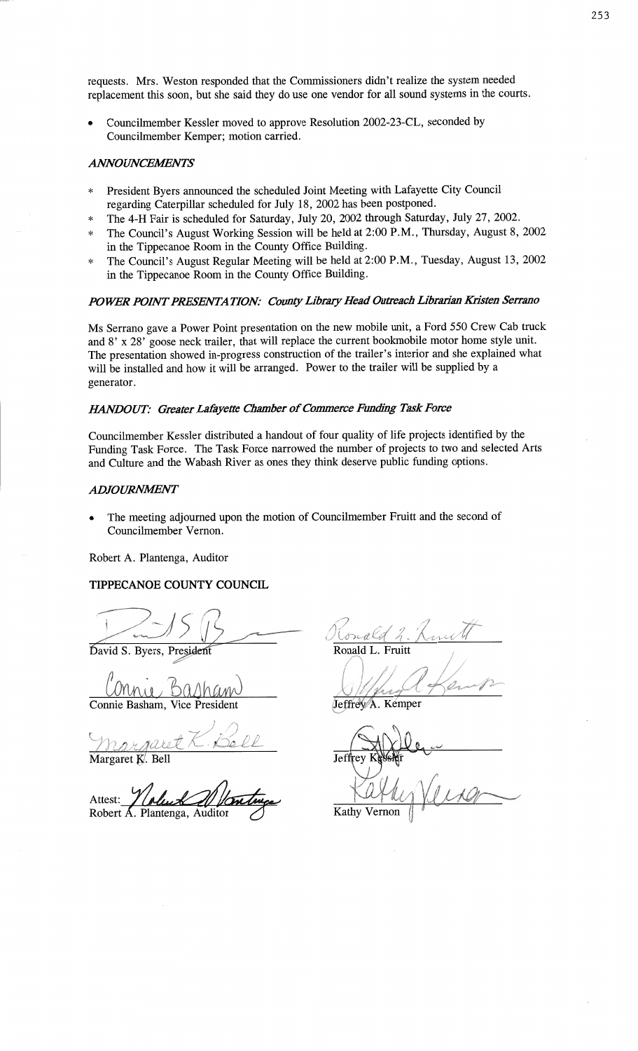requests. Mrs. Weston responded that the Commissioners didn't realize the system needed replacement this soon, but she said they do use one vendor for all sound systems in the courts.

- Councilmember Kessler moved to approve Resolution 2002-23-CL, seconded by Councilmember Kemper; motion carried.

### *ANNOUNCEMENTS*

* President Byers announced the scheduled Joint Meeting with Lafayette City Council regarding Caterpillar scheduled for July 18, 2002 has been postponed.
* The 4-H Fair is scheduled for Saturday, July 20, 2002 through Saturday, July 27, 2002.
* The Council's August Working Session will be held at 2:00 P.M., Thursday, August 8, 2002 in the Tippecanoe Room in the County Office Building.
* The Council's August Regular Meeting will be held at 2:00 P.M., Tuesday, August 13, 2002 in the Tippecanoe Room in the County Office Building.

### *POWER POINT PRESENTATION: County Library Head Outreach Librarian Kristen Serrano*

Ms Serrano gave a Power Point presentation on the new mobile unit, a Ford 550 Crew Cab truck and 8' x 28' goose neck trailer, that will replace the current bookmobile motor home style unit. The presentation showed in-progress construction of the trailer's interior and she explained what will be installed and how it will be arranged. Power to the trailer will be supplied by a generator.

### *HANDOUT: Greater Lafayette Chamber of Commerce Funding Task Force*

Councilmember Kessler distributed a handout of four quality of life projects identified by the Funding Task Force. The Task Force narrowed the number of projects to two and selected Arts and Culture and the Wabash River as ones they think deserve public funding options.

### *ADJOURNMENT*

- The meeting adjourned upon the motion of Councilmember Fruitt and the second of Councilmember Vernon.

Robert A. Plantenga, Auditor

**TIPPECANOE COUNTY COUNCIL**

David S. Byers, President

Connie Basham, Vice President

Margaret K. Bell

Ronald L. Fruitt

Jeffrey A. Kemper

Jeffrey Kessler

Kathy Vernon

Attest:
Robert A. Plantenga, Auditor